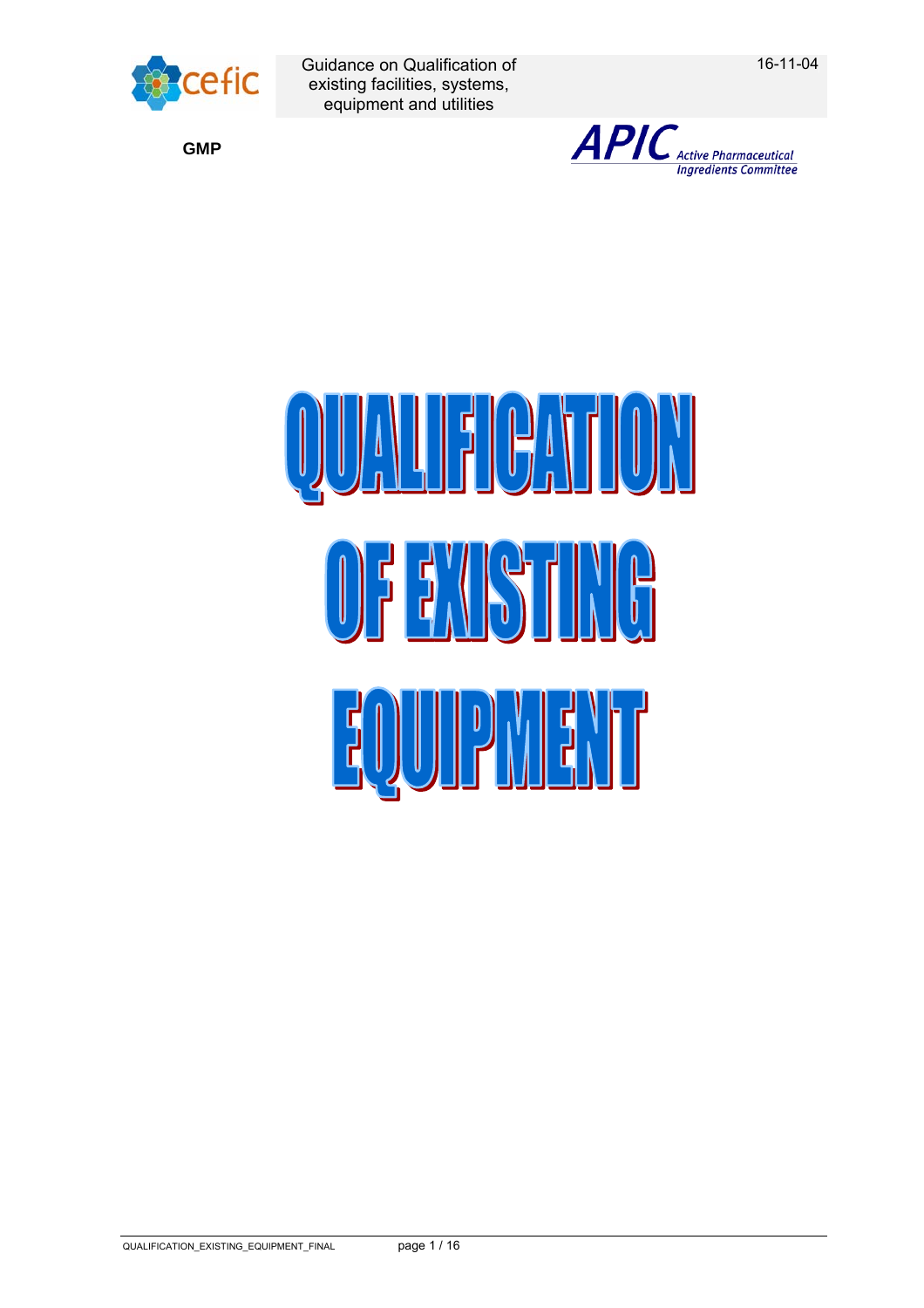# QUALIFICATION OF EXISTING EQUIPMENT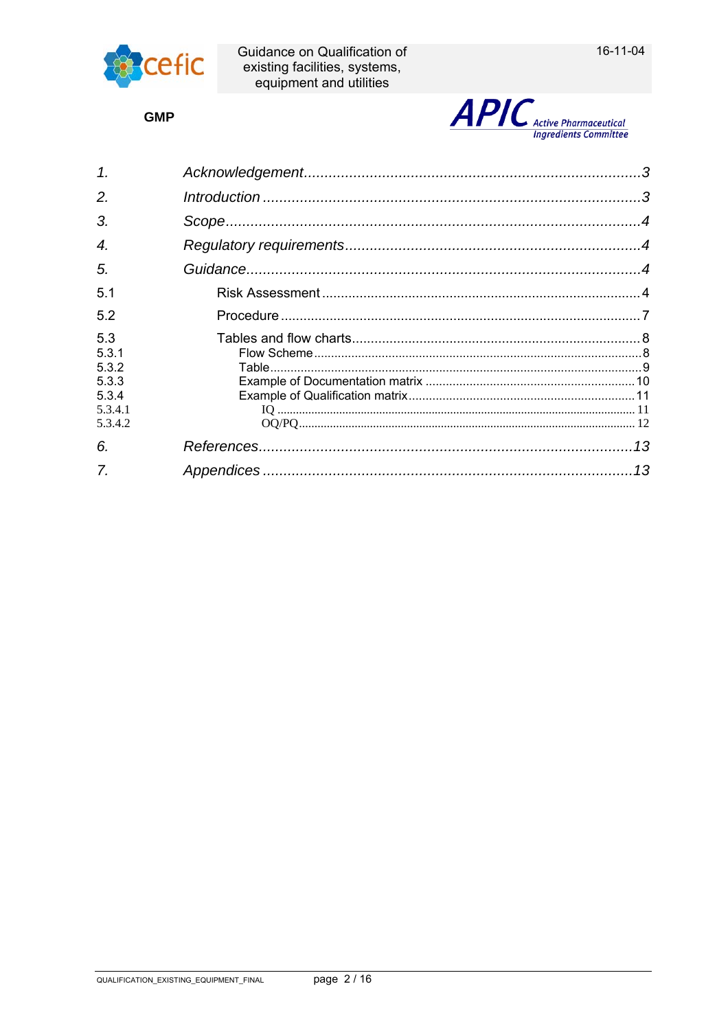| | | |
|---|---|---|
| *1.* | *Acknowledgement* | *3* |
| *2.* | *Introduction* | *3* |
| *3.* | *Scope* | *4* |
| *4.* | *Regulatory requirements* | *4* |
| *5.* | *Guidance* | *4* |
| 5.1 | Risk Assessment | 4 |
| 5.2 | Procedure | 7 |
| 5.3 | Tables and flow charts | 8 |
| 5.3.1 | Flow Scheme | 8 |
| 5.3.2 | Table | 9 |
| 5.3.3 | Example of Documentation matrix | 10 |
| 5.3.4 | Example of Qualification matrix | 11 |
| 5.3.4.1 | IQ | 11 |
| 5.3.4.2 | OQ/PQ | 12 |
| *6.* | *References* | *13* |
| *7.* | *Appendices* | *13* |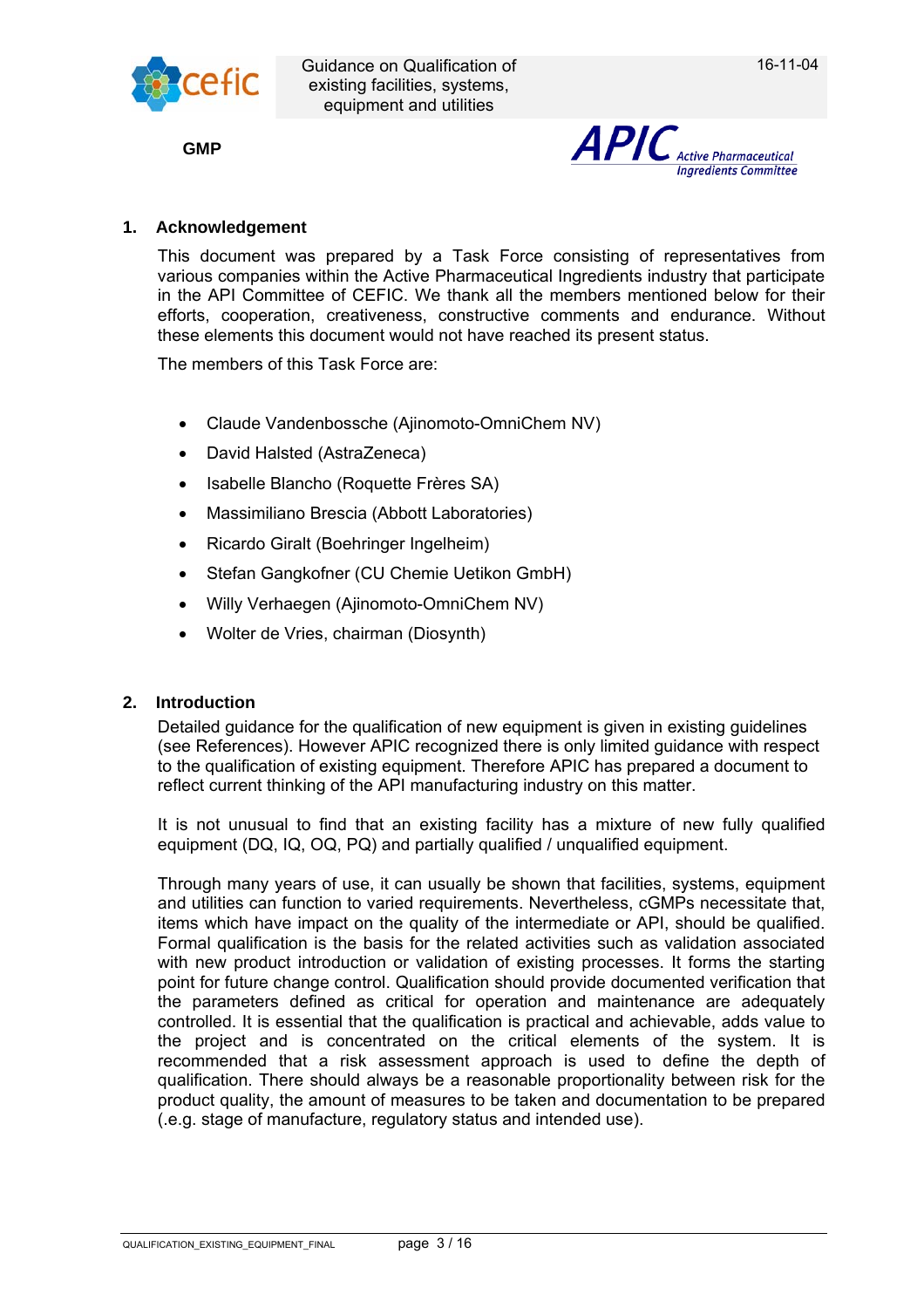## 1. Acknowledgement

This document was prepared by a Task Force consisting of representatives from various companies within the Active Pharmaceutical Ingredients industry that participate in the API Committee of CEFIC. We thank all the members mentioned below for their efforts, cooperation, creativeness, constructive comments and endurance. Without these elements this document would not have reached its present status.

The members of this Task Force are:

- Claude Vandenbossche (Ajinomoto-OmniChem NV)
- David Halsted (AstraZeneca)
- Isabelle Blancho (Roquette Frères SA)
- Massimiliano Brescia (Abbott Laboratories)
- Ricardo Giralt (Boehringer Ingelheim)
- Stefan Gangkofner (CU Chemie Uetikon GmbH)
- Willy Verhaegen (Ajinomoto-OmniChem NV)
- Wolter de Vries, chairman (Diosynth)

## 2. Introduction

Detailed guidance for the qualification of new equipment is given in existing guidelines (see References). However APIC recognized there is only limited guidance with respect to the qualification of existing equipment. Therefore APIC has prepared a document to reflect current thinking of the API manufacturing industry on this matter.

It is not unusual to find that an existing facility has a mixture of new fully qualified equipment (DQ, IQ, OQ, PQ) and partially qualified / unqualified equipment.

Through many years of use, it can usually be shown that facilities, systems, equipment and utilities can function to varied requirements. Nevertheless, cGMPs necessitate that, items which have impact on the quality of the intermediate or API, should be qualified. Formal qualification is the basis for the related activities such as validation associated with new product introduction or validation of existing processes. It forms the starting point for future change control. Qualification should provide documented verification that the parameters defined as critical for operation and maintenance are adequately controlled. It is essential that the qualification is practical and achievable, adds value to the project and is concentrated on the critical elements of the system. It is recommended that a risk assessment approach is used to define the depth of qualification. There should always be a reasonable proportionality between risk for the product quality, the amount of measures to be taken and documentation to be prepared (.e.g. stage of manufacture, regulatory status and intended use).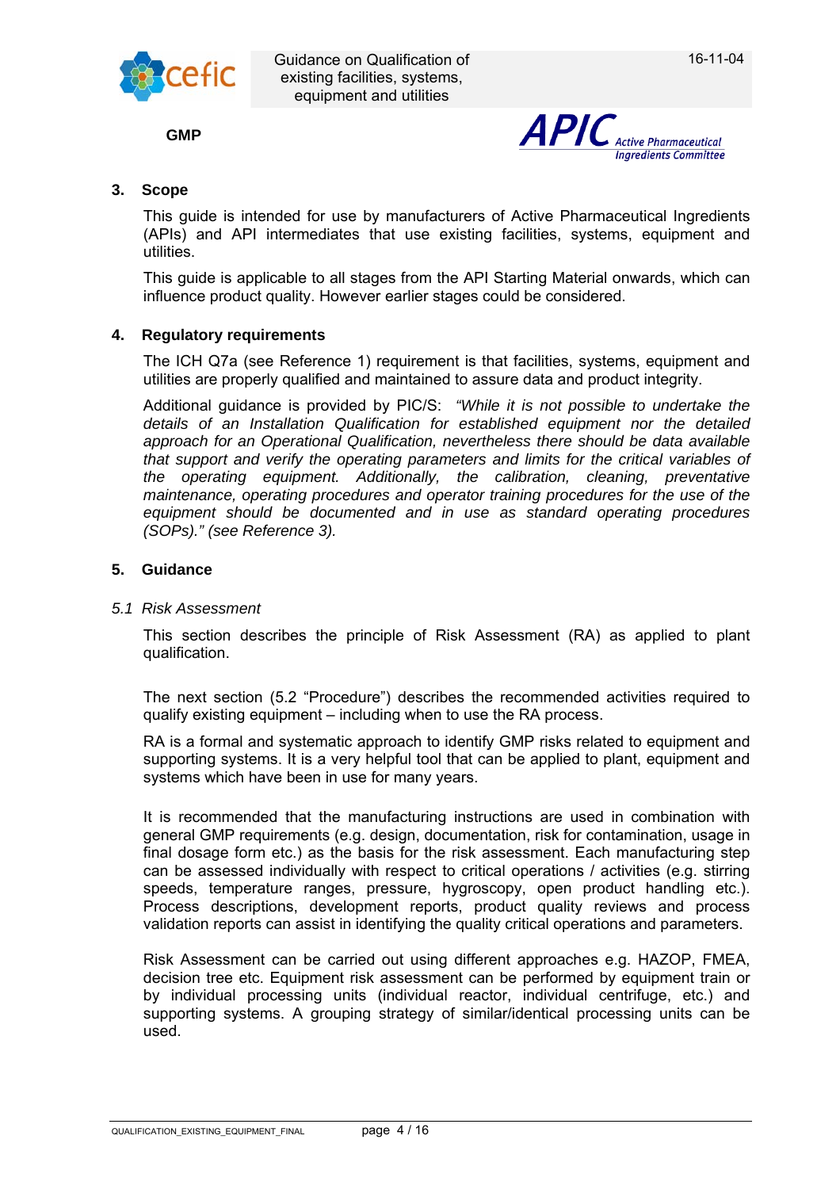## 3. Scope

This guide is intended for use by manufacturers of Active Pharmaceutical Ingredients (APIs) and API intermediates that use existing facilities, systems, equipment and utilities.

This guide is applicable to all stages from the API Starting Material onwards, which can influence product quality. However earlier stages could be considered.

## 4. Regulatory requirements

The ICH Q7a (see Reference 1) requirement is that facilities, systems, equipment and utilities are properly qualified and maintained to assure data and product integrity.

Additional guidance is provided by PIC/S: *"While it is not possible to undertake the details of an Installation Qualification for established equipment nor the detailed approach for an Operational Qualification, nevertheless there should be data available that support and verify the operating parameters and limits for the critical variables of the operating equipment. Additionally, the calibration, cleaning, preventative maintenance, operating procedures and operator training procedures for the use of the equipment should be documented and in use as standard operating procedures (SOPs)." (see Reference 3).*

## 5. Guidance

### *5.1 Risk Assessment*

This section describes the principle of Risk Assessment (RA) as applied to plant qualification.

The next section (5.2 "Procedure") describes the recommended activities required to qualify existing equipment – including when to use the RA process.

RA is a formal and systematic approach to identify GMP risks related to equipment and supporting systems. It is a very helpful tool that can be applied to plant, equipment and systems which have been in use for many years.

It is recommended that the manufacturing instructions are used in combination with general GMP requirements (e.g. design, documentation, risk for contamination, usage in final dosage form etc.) as the basis for the risk assessment. Each manufacturing step can be assessed individually with respect to critical operations / activities (e.g. stirring speeds, temperature ranges, pressure, hygroscopy, open product handling etc.). Process descriptions, development reports, product quality reviews and process validation reports can assist in identifying the quality critical operations and parameters.

Risk Assessment can be carried out using different approaches e.g. HAZOP, FMEA, decision tree etc. Equipment risk assessment can be performed by equipment train or by individual processing units (individual reactor, individual centrifuge, etc.) and supporting systems. A grouping strategy of similar/identical processing units can be used.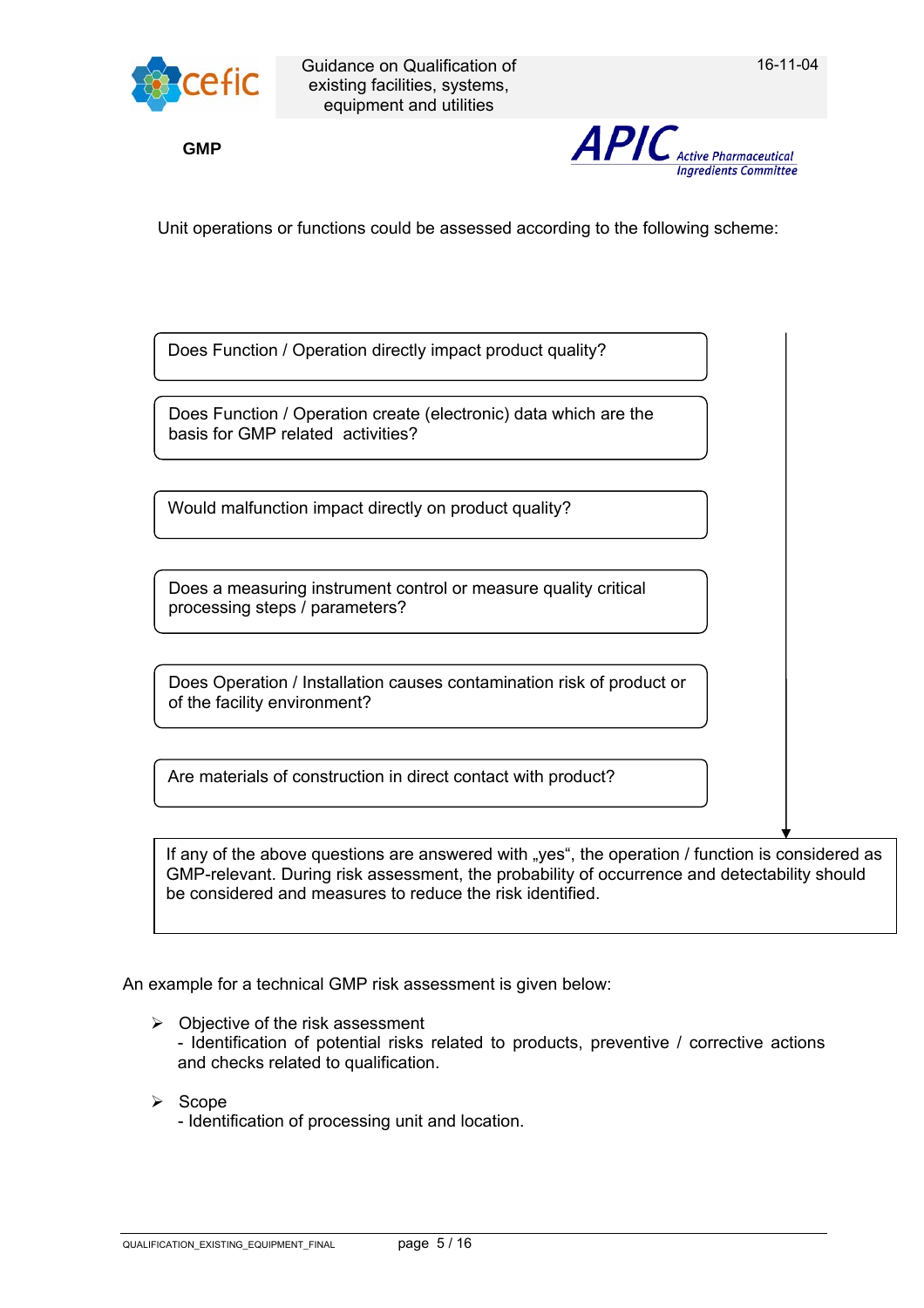Unit operations or functions could be assessed according to the following scheme:

- Does Function / Operation directly impact product quality?
- Does Function / Operation create (electronic) data which are the basis for GMP related activities?
- Would malfunction impact directly on product quality?
- Does a measuring instrument control or measure quality critical processing steps / parameters?
- Does Operation / Installation causes contamination risk of product or of the facility environment?
- Are materials of construction in direct contact with product?

If any of the above questions are answered with „yes“, the operation / function is considered as GMP-relevant. During risk assessment, the probability of occurrence and detectability should be considered and measures to reduce the risk identified.

An example for a technical GMP risk assessment is given below:

- Objective of the risk assessment
  - Identification of potential risks related to products, preventive / corrective actions and checks related to qualification.
- Scope
  - Identification of processing unit and location.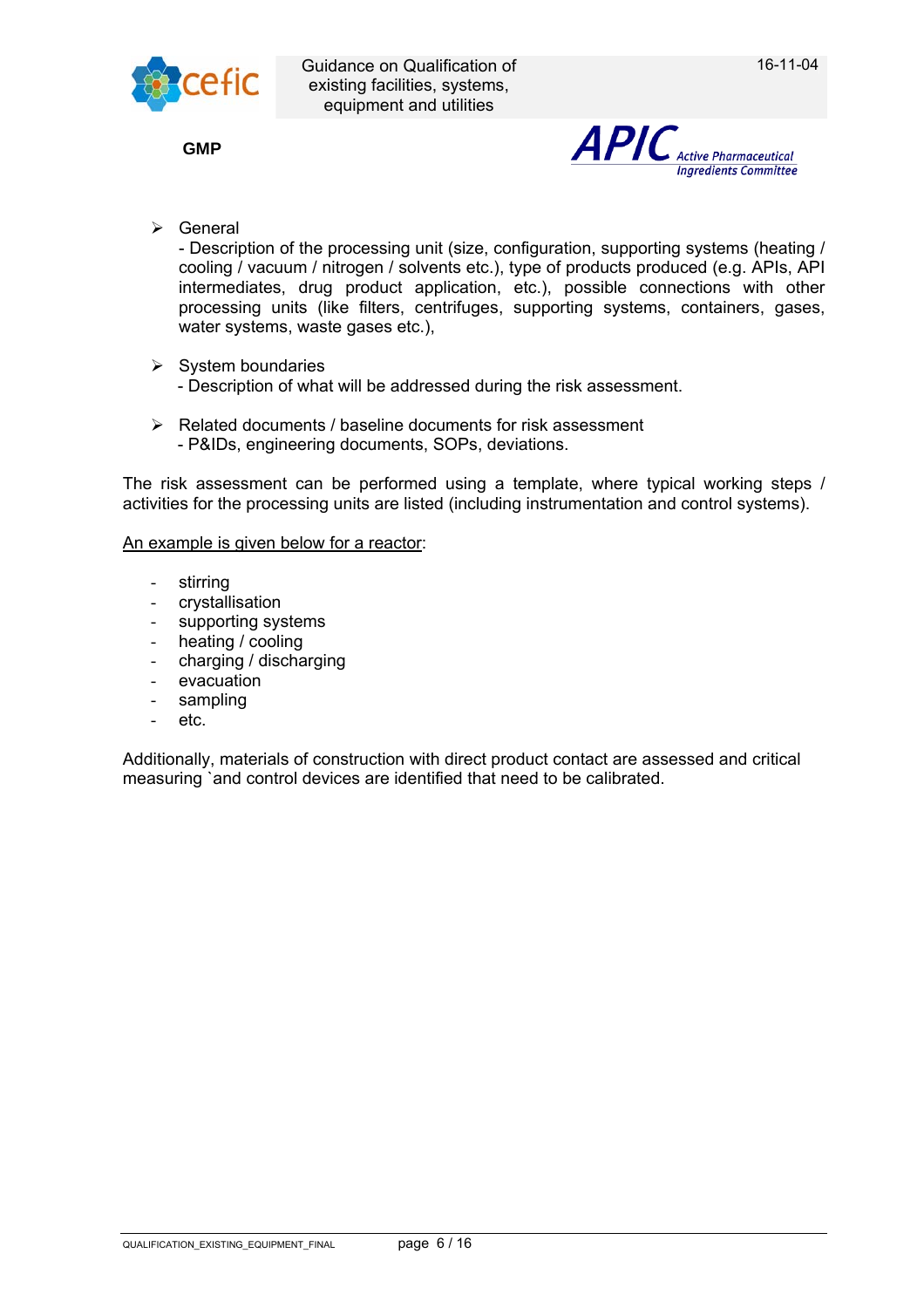- General
  - Description of the processing unit (size, configuration, supporting systems (heating / cooling / vacuum / nitrogen / solvents etc.), type of products produced (e.g. APIs, API intermediates, drug product application, etc.), possible connections with other processing units (like filters, centrifuges, supporting systems, containers, gases, water systems, waste gases etc.),

- System boundaries
  - Description of what will be addressed during the risk assessment.

- Related documents / baseline documents for risk assessment
  - P&IDs, engineering documents, SOPs, deviations.

The risk assessment can be performed using a template, where typical working steps / activities for the processing units are listed (including instrumentation and control systems).

<u>An example is given below for a reactor</u>:

- stirring
- crystallisation
- supporting systems
- heating / cooling
- charging / discharging
- evacuation
- sampling
- etc.

Additionally, materials of construction with direct product contact are assessed and critical measuring `and control devices are identified that need to be calibrated.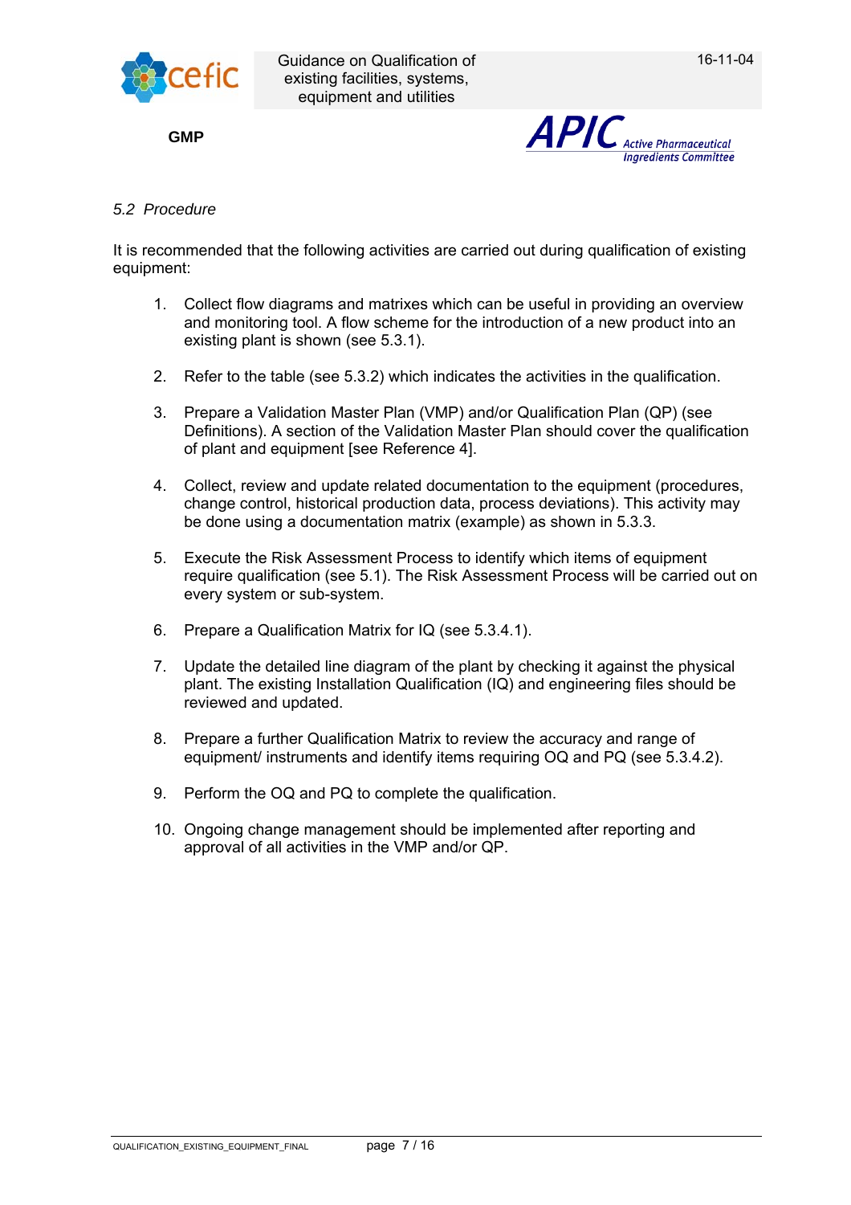*5.2 Procedure*

It is recommended that the following activities are carried out during qualification of existing equipment:

1. Collect flow diagrams and matrixes which can be useful in providing an overview and monitoring tool. A flow scheme for the introduction of a new product into an existing plant is shown (see 5.3.1).

2. Refer to the table (see 5.3.2) which indicates the activities in the qualification.

3. Prepare a Validation Master Plan (VMP) and/or Qualification Plan (QP) (see Definitions). A section of the Validation Master Plan should cover the qualification of plant and equipment [see Reference 4].

4. Collect, review and update related documentation to the equipment (procedures, change control, historical production data, process deviations). This activity may be done using a documentation matrix (example) as shown in 5.3.3.

5. Execute the Risk Assessment Process to identify which items of equipment require qualification (see 5.1). The Risk Assessment Process will be carried out on every system or sub-system.

6. Prepare a Qualification Matrix for IQ (see 5.3.4.1).

7. Update the detailed line diagram of the plant by checking it against the physical plant. The existing Installation Qualification (IQ) and engineering files should be reviewed and updated.

8. Prepare a further Qualification Matrix to review the accuracy and range of equipment/ instruments and identify items requiring OQ and PQ (see 5.3.4.2).

9. Perform the OQ and PQ to complete the qualification.

10. Ongoing change management should be implemented after reporting and approval of all activities in the VMP and/or QP.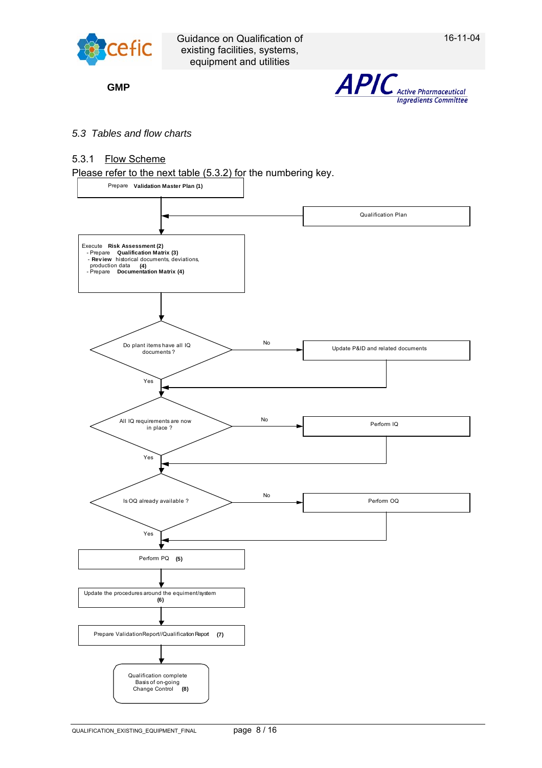### *5.3 Tables and flow charts*

#### 5.3.1 Flow Scheme

Please refer to the next table (5.3.2) for the numbering key.

Prepare **Validation Master Plan (1)**

Qualification Plan

Execute **Risk Assessment (2)**
- Prepare **Qualification Matrix (3)**
- **Review** historical documents, deviations, production data **(4)**
- Prepare **Documentation Matrix (4)**

Do plant items have all IQ documents ?
- No → Update P&ID and related documents
- Yes

All IQ requirements are now in place ?
- No → Perform IQ
- Yes

Is OQ already available ?
- No → Perform OQ
- Yes

Perform PQ **(5)**

Update the procedures around the equiment/system **(6)**

Prepare ValidationReport//Qualification Report **(7)**

Qualification complete
Basis of on-going
Change Control **(8)**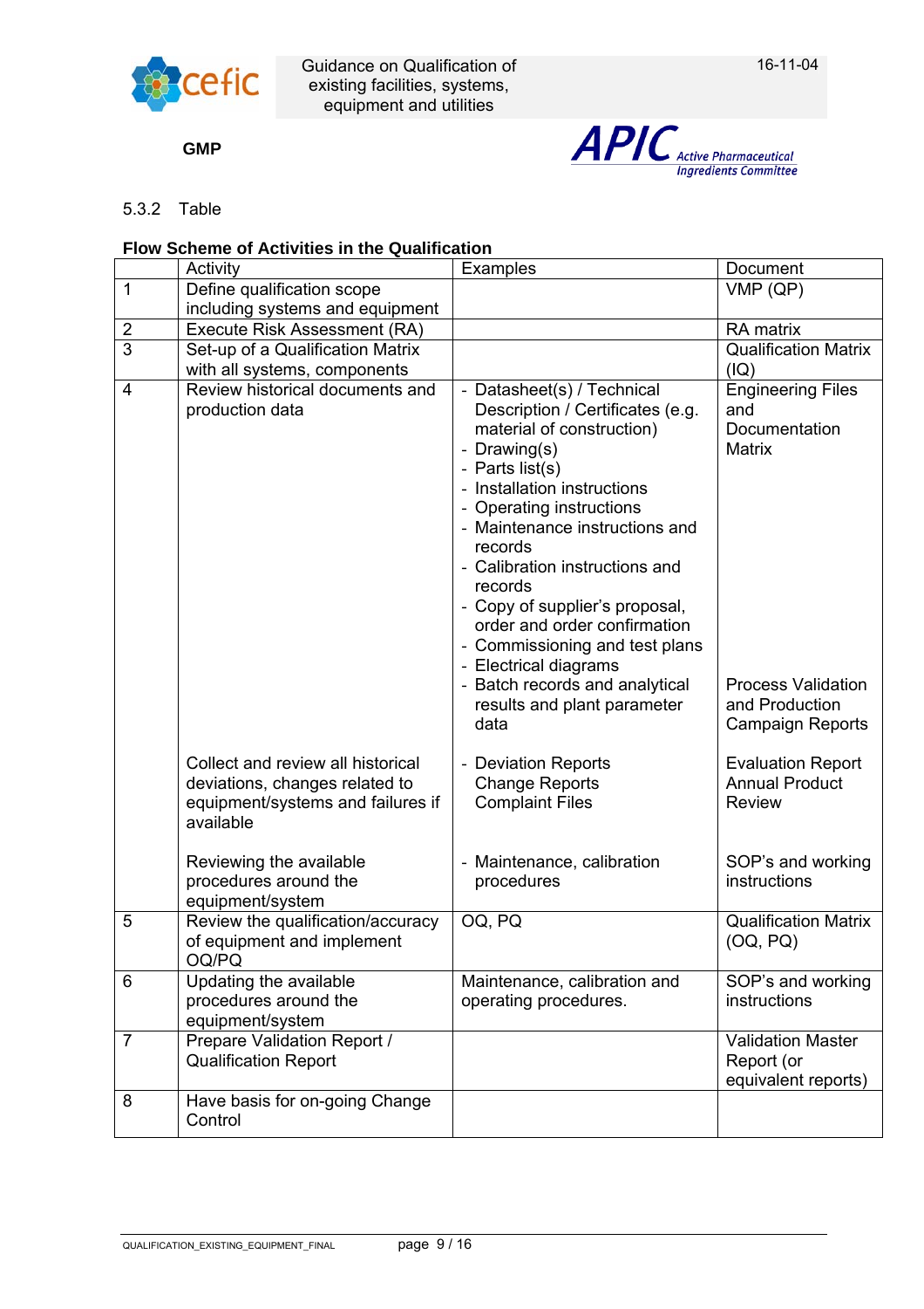### 5.3.2 Table

**Flow Scheme of Activities in the Qualification**

| | Activity | Examples | Document |
|---|---|---|---|
| 1 | Define qualification scope including systems and equipment | | VMP (QP) |
| 2 | Execute Risk Assessment (RA) | | RA matrix |
| 3 | Set-up of a Qualification Matrix with all systems, components | | Qualification Matrix (IQ) |
| 4 | Review historical documents and production data | - Datasheet(s) / Technical Description / Certificates (e.g. material of construction)<br>- Drawing(s)<br>- Parts list(s)<br>- Installation instructions<br>- Operating instructions<br>- Maintenance instructions and records<br>- Calibration instructions and records<br>- Copy of supplier's proposal, order and order confirmation<br>- Commissioning and test plans<br>- Electrical diagrams | Engineering Files and Documentation Matrix |
| | | - Batch records and analytical results and plant parameter data | Process Validation and Production Campaign Reports |
| | Collect and review all historical deviations, changes related to equipment/systems and failures if available | - Deviation Reports<br>Change Reports<br>Complaint Files | Evaluation Report<br>Annual Product Review |
| | Reviewing the available procedures around the equipment/system | - Maintenance, calibration procedures | SOP's and working instructions |
| 5 | Review the qualification/accuracy of equipment and implement OQ/PQ | OQ, PQ | Qualification Matrix (OQ, PQ) |
| 6 | Updating the available procedures around the equipment/system | Maintenance, calibration and operating procedures. | SOP's and working instructions |
| 7 | Prepare Validation Report / Qualification Report | | Validation Master Report (or equivalent reports) |
| 8 | Have basis for on-going Change Control | | |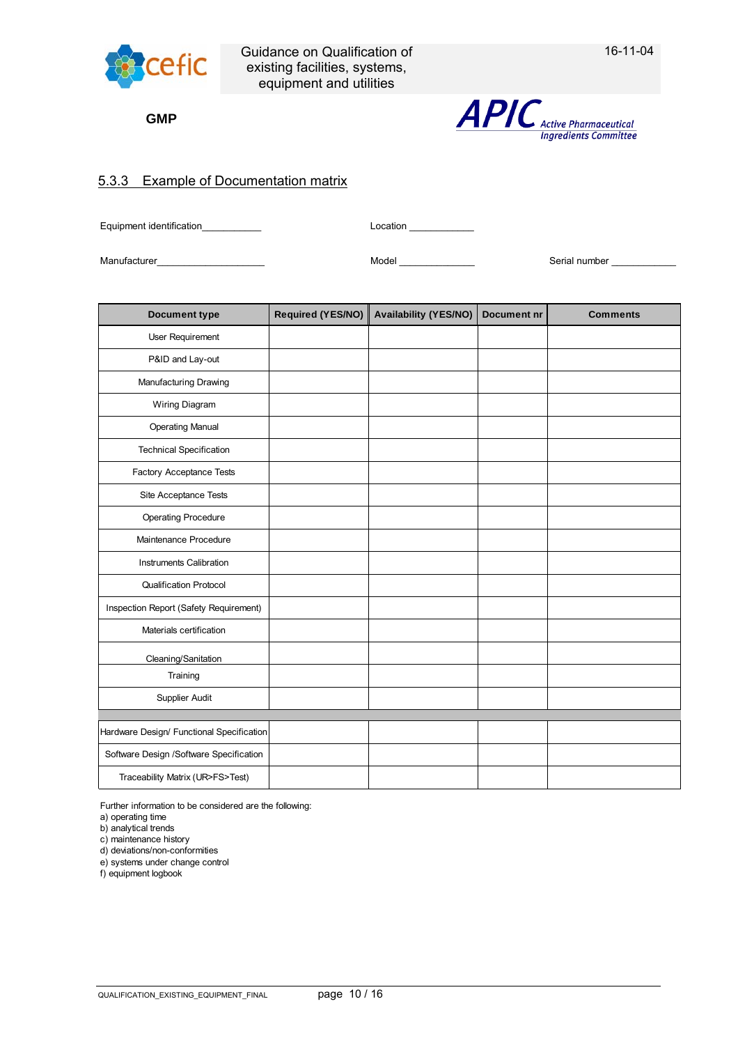### 5.3.3 Example of Documentation matrix

Equipment identification___________ Location ____________

Manufacturer____________________ Model ______________ Serial number ____________

| Document type | Required (YES/NO) | Availability (YES/NO) | Document nr | Comments |
|---|---|---|---|---|
| User Requirement | | | | |
| P&ID and Lay-out | | | | |
| Manufacturing Drawing | | | | |
| Wiring Diagram | | | | |
| Operating Manual | | | | |
| Technical Specification | | | | |
| Factory Acceptance Tests | | | | |
| Site Acceptance Tests | | | | |
| Operating Procedure | | | | |
| Maintenance Procedure | | | | |
| Instruments Calibration | | | | |
| Qualification Protocol | | | | |
| Inspection Report (Safety Requirement) | | | | |
| Materials certification | | | | |
| Cleaning/Sanitation | | | | |
| Training | | | | |
| Supplier Audit | | | | |
| | | | | |
| Hardware Design/ Functional Specification | | | | |
| Software Design /Software Specification | | | | |
| Traceability Matrix (UR>FS>Test) | | | | |

Further information to be considered are the following:
a) operating time
b) analytical trends
c) maintenance history
d) deviations/non-conformities
e) systems under change control
f) equipment logbook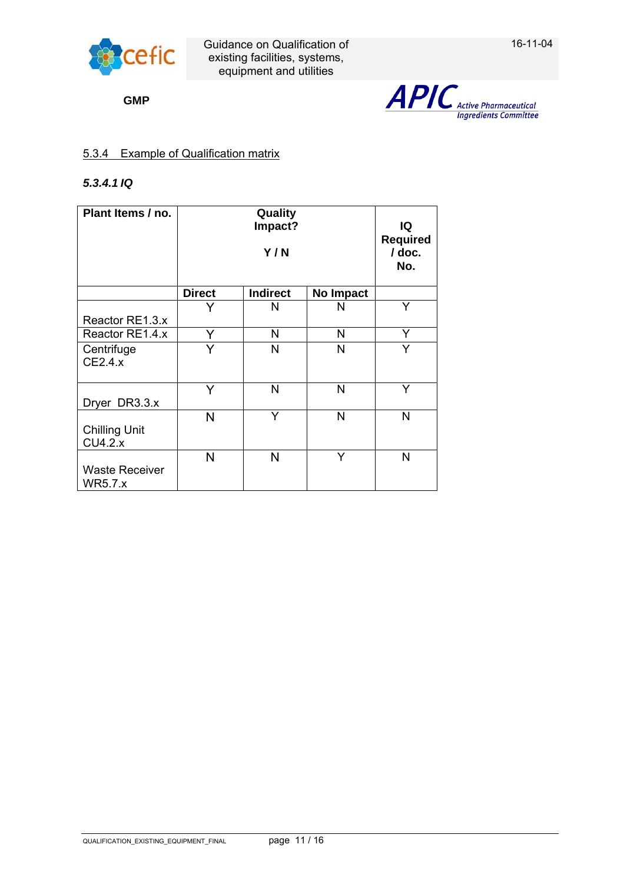### 5.3.4 Example of Qualification matrix

#### *5.3.4.1 IQ*

| Plant Items / no. | Quality Impact? Y / N | | | IQ Required / doc. No. |
|---|---|---|---|---|
| | Direct | Indirect | No Impact | |
| Reactor RE1.3.x | Y | N | N | Y |
| Reactor RE1.4.x | Y | N | N | Y |
| Centrifuge CE2.4.x | Y | N | N | Y |
| Dryer DR3.3.x | Y | N | N | Y |
| Chilling Unit CU4.2.x | N | Y | N | N |
| Waste Receiver WR5.7.x | N | N | Y | N |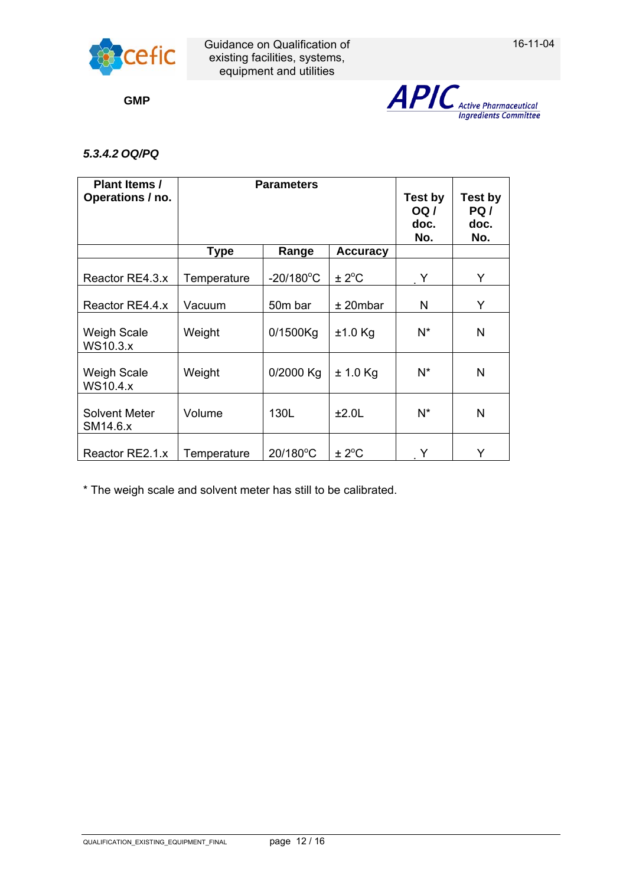### *5.3.4.2 OQ/PQ*

| Plant Items / Operations / no. | Parameters | | | Test by OQ / doc. No. | Test by PQ / doc. No. |
|---|---|---|---|---|---|
| | Type | Range | Accuracy | | |
| Reactor RE4.3.x | Temperature | -20/180°C | ± 2°C | Y | Y |
| Reactor RE4.4.x | Vacuum | 50m bar | ± 20mbar | N | Y |
| Weigh Scale WS10.3.x | Weight | 0/1500Kg | ±1.0 Kg | N* | N |
| Weigh Scale WS10.4.x | Weight | 0/2000 Kg | ± 1.0 Kg | N* | N |
| Solvent Meter SM14.6.x | Volume | 130L | ±2.0L | N* | N |
| Reactor RE2.1.x | Temperature | 20/180°C | ± 2°C | Y | Y |

* The weigh scale and solvent meter has still to be calibrated.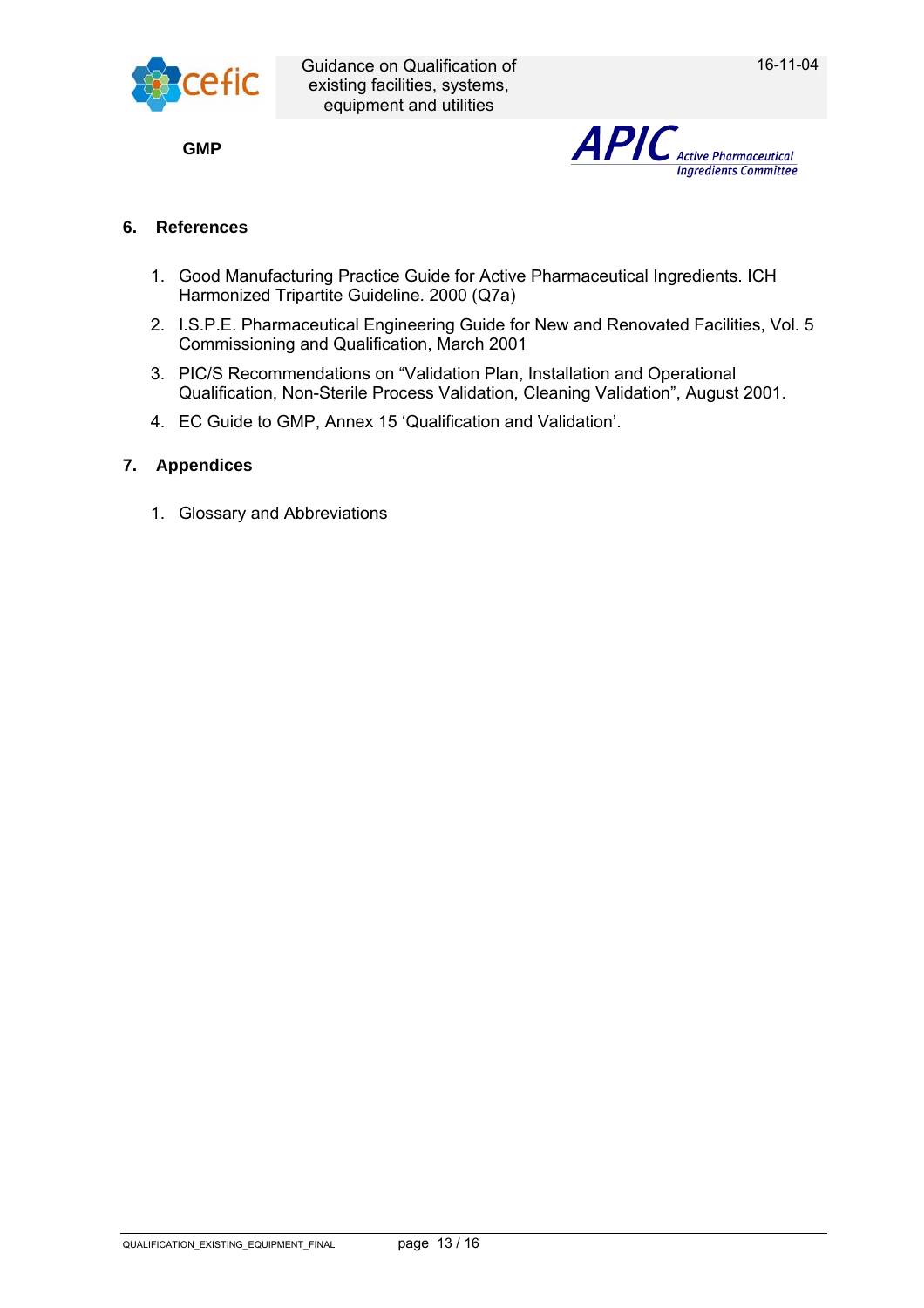## 6. References

1. Good Manufacturing Practice Guide for Active Pharmaceutical Ingredients. ICH Harmonized Tripartite Guideline. 2000 (Q7a)
2. I.S.P.E. Pharmaceutical Engineering Guide for New and Renovated Facilities, Vol. 5 Commissioning and Qualification, March 2001
3. PIC/S Recommendations on “Validation Plan, Installation and Operational Qualification, Non-Sterile Process Validation, Cleaning Validation”, August 2001.
4. EC Guide to GMP, Annex 15 ‘Qualification and Validation’.

## 7. Appendices

1. Glossary and Abbreviations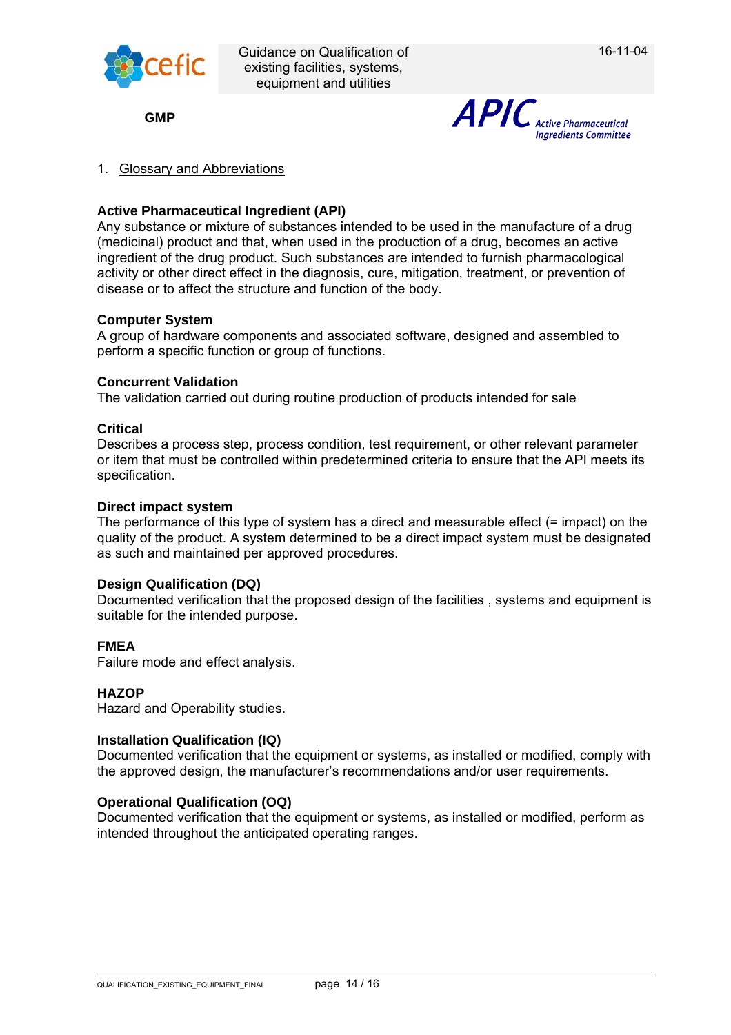## 1. Glossary and Abbreviations

**Active Pharmaceutical Ingredient (API)**
Any substance or mixture of substances intended to be used in the manufacture of a drug (medicinal) product and that, when used in the production of a drug, becomes an active ingredient of the drug product. Such substances are intended to furnish pharmacological activity or other direct effect in the diagnosis, cure, mitigation, treatment, or prevention of disease or to affect the structure and function of the body.

**Computer System**
A group of hardware components and associated software, designed and assembled to perform a specific function or group of functions.

**Concurrent Validation**
The validation carried out during routine production of products intended for sale

**Critical**
Describes a process step, process condition, test requirement, or other relevant parameter or item that must be controlled within predetermined criteria to ensure that the API meets its specification.

**Direct impact system**
The performance of this type of system has a direct and measurable effect (= impact) on the quality of the product. A system determined to be a direct impact system must be designated as such and maintained per approved procedures.

**Design Qualification (DQ)**
Documented verification that the proposed design of the facilities , systems and equipment is suitable for the intended purpose.

**FMEA**
Failure mode and effect analysis.

**HAZOP**
Hazard and Operability studies.

**Installation Qualification (IQ)**
Documented verification that the equipment or systems, as installed or modified, comply with the approved design, the manufacturer's recommendations and/or user requirements.

**Operational Qualification (OQ)**
Documented verification that the equipment or systems, as installed or modified, perform as intended throughout the anticipated operating ranges.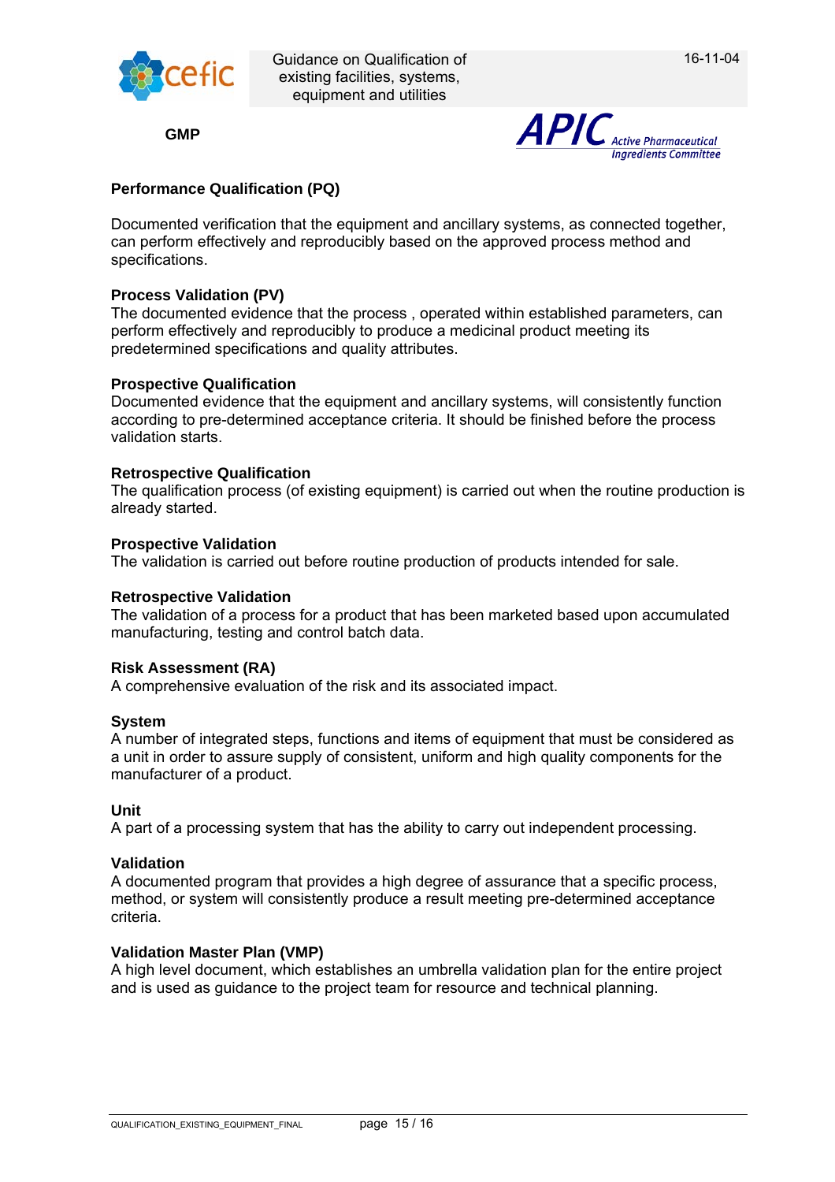**Performance Qualification (PQ)**

Documented verification that the equipment and ancillary systems, as connected together, can perform effectively and reproducibly based on the approved process method and specifications.

**Process Validation (PV)**
The documented evidence that the process , operated within established parameters, can perform effectively and reproducibly to produce a medicinal product meeting its predetermined specifications and quality attributes.

**Prospective Qualification**
Documented evidence that the equipment and ancillary systems, will consistently function according to pre-determined acceptance criteria. It should be finished before the process validation starts.

**Retrospective Qualification**
The qualification process (of existing equipment) is carried out when the routine production is already started.

**Prospective Validation**
The validation is carried out before routine production of products intended for sale.

**Retrospective Validation**
The validation of a process for a product that has been marketed based upon accumulated manufacturing, testing and control batch data.

**Risk Assessment (RA)**
A comprehensive evaluation of the risk and its associated impact.

**System**
A number of integrated steps, functions and items of equipment that must be considered as a unit in order to assure supply of consistent, uniform and high quality components for the manufacturer of a product.

**Unit**
A part of a processing system that has the ability to carry out independent processing.

**Validation**
A documented program that provides a high degree of assurance that a specific process, method, or system will consistently produce a result meeting pre-determined acceptance criteria.

**Validation Master Plan (VMP)**
A high level document, which establishes an umbrella validation plan for the entire project and is used as guidance to the project team for resource and technical planning.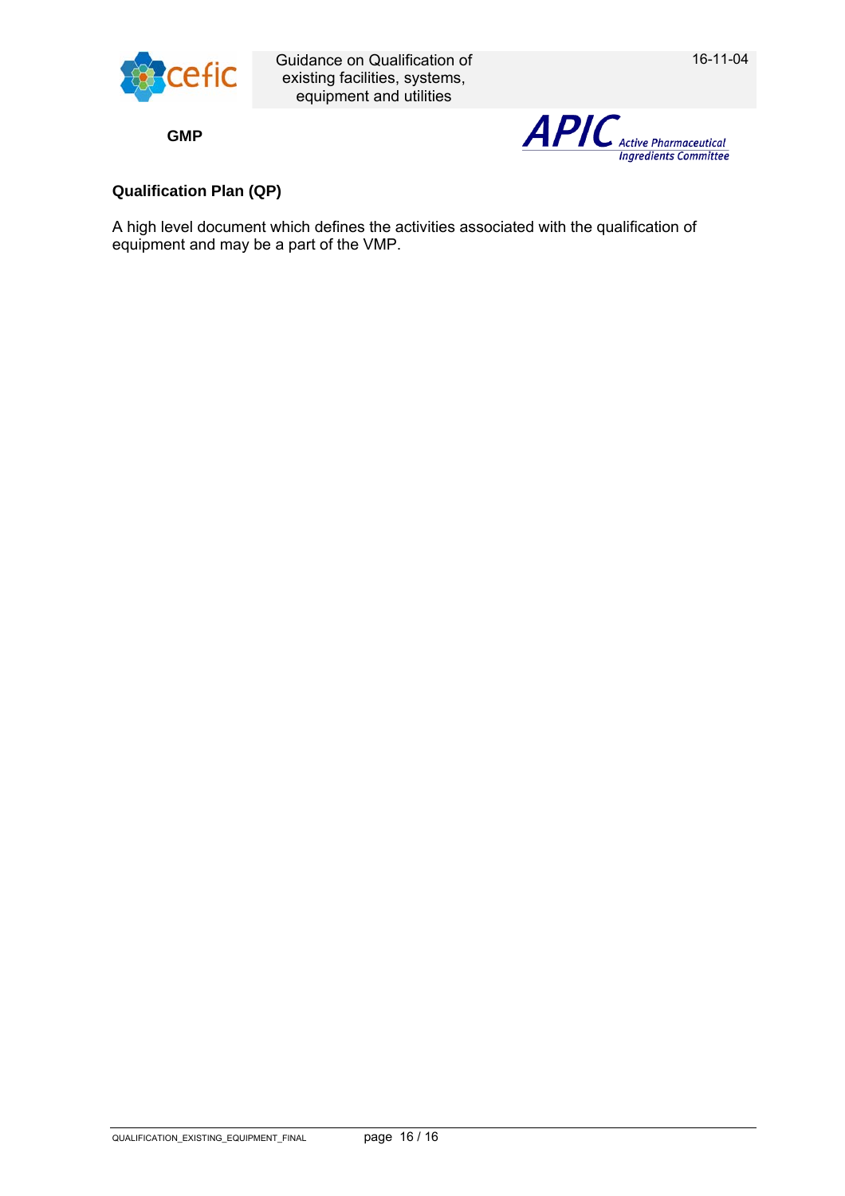**Qualification Plan (QP)**

A high level document which defines the activities associated with the qualification of equipment and may be a part of the VMP.